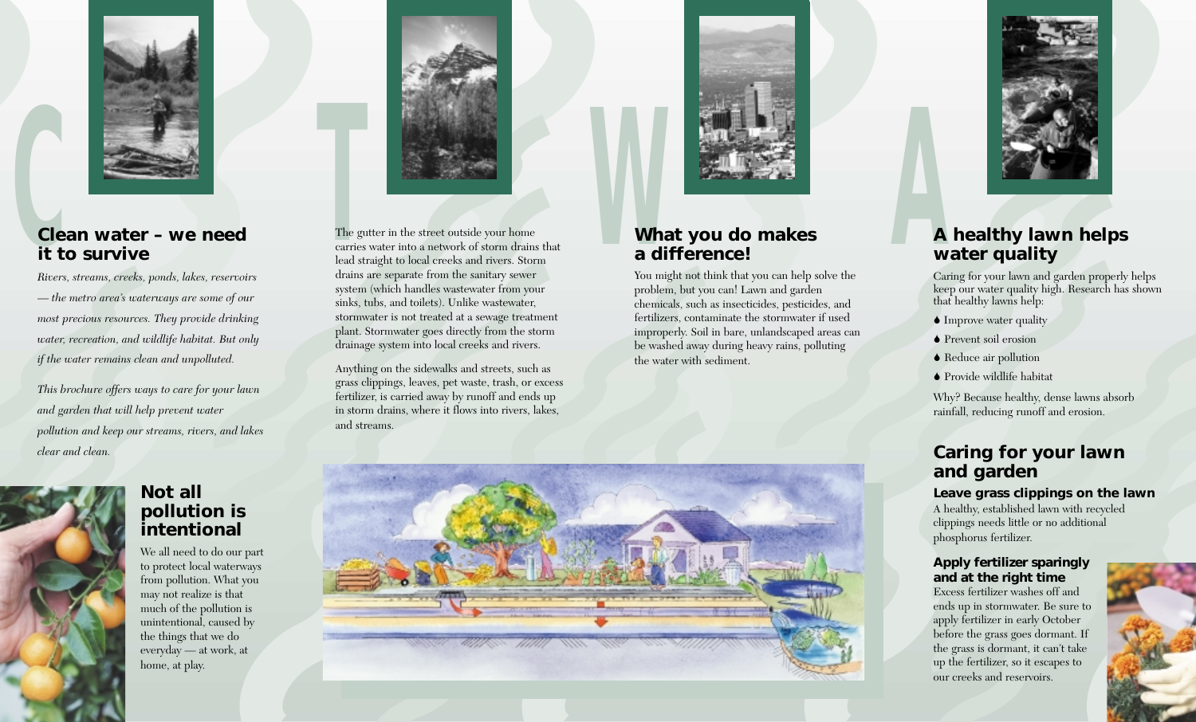## Clean water – we need it to survive

*Rivers, streams, creeks, ponds, lakes, reservoirs — the metro area's waterways are some of our most precious resources. They provide drinking water, recreation, and wildlife habitat. But only if the water remains clean and unpolluted.*

*This brochure offers ways to care for your lawn and garden that will help prevent water pollution and keep our streams, rivers, and lakes clear and clean.*

## Not all pollution is intentional

We all need to do our part to protect local waterways from pollution. What you may not realize is that much of the pollution is unintentional, caused by the things that we do everyday — at work, at home, at play.

The gutter in the street outside your home carries water into a network of storm drains that lead straight to local creeks and rivers. Storm drains are separate from the sanitary sewer system (which handles wastewater from your sinks, tubs, and toilets). Unlike wastewater, stormwater is not treated at a sewage treatment plant. Stormwater goes directly from the storm drainage system into local creeks and rivers.

Anything on the sidewalks and streets, such as grass clippings, leaves, pet waste, trash, or excess fertilizer, is carried away by runoff and ends up in storm drains, where it flows into rivers, lakes, and streams.

## What you do makes a difference!

You might not think that you can help solve the problem, but you can! Lawn and garden chemicals, such as insecticides, pesticides, and fertilizers, contaminate the stormwater if used improperly. Soil in bare, unlandscaped areas can be washed away during heavy rains, polluting the water with sediment.

## A healthy lawn helps water quality

Caring for your lawn and garden properly helps keep our water quality high. Research has shown that healthy lawns help:

- Improve water quality
- Prevent soil erosion
- Reduce air pollution
- Provide wildlife habitat

Why? Because healthy, dense lawns absorb rainfall, reducing runoff and erosion.

## Caring for your lawn and garden

### Leave grass clippings on the lawn

A healthy, established lawn with recycled clippings needs little or no additional phosphorus fertilizer.

### Apply fertilizer sparingly and at the right time

Excess fertilizer washes off and ends up in stormwater. Be sure to apply fertilizer in early October before the grass goes dormant. If the grass is dormant, it can't take up the fertilizer, so it escapes to our creeks and reservoirs.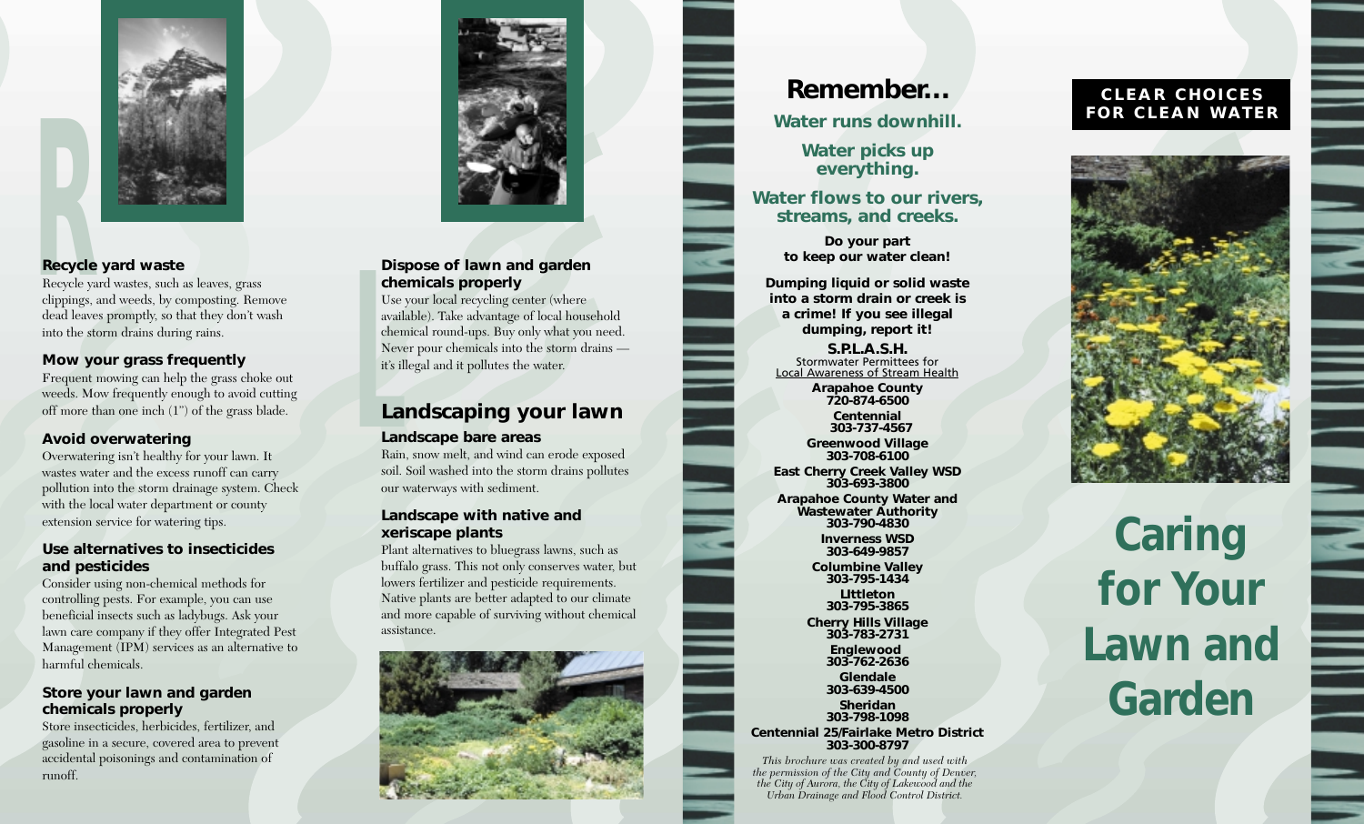## Recycle yard waste

Recycle yard wastes, such as leaves, grass clippings, and weeds, by composting. Remove dead leaves promptly, so that they don't wash into the storm drains during rains.

## Mow your grass frequently

Frequent mowing can help the grass choke out weeds. Mow frequently enough to avoid cutting off more than one inch (1") of the grass blade.

## Avoid overwatering

Overwatering isn't healthy for your lawn. It wastes water and the excess runoff can carry pollution into the storm drainage system. Check with the local water department or county extension service for watering tips.

## Use alternatives to insecticides and pesticides

Consider using non-chemical methods for controlling pests. For example, you can use beneficial insects such as ladybugs. Ask your lawn care company if they offer Integrated Pest Management (IPM) services as an alternative to harmful chemicals.

## Store your lawn and garden chemicals properly

Store insecticides, herbicides, fertilizer, and gasoline in a secure, covered area to prevent accidental poisonings and contamination of runoff.

## Dispose of lawn and garden chemicals properly

Use your local recycling center (where available). Take advantage of local household chemical round-ups. Buy only what you need. Never pour chemicals into the storm drains — it's illegal and it pollutes the water.

# Landscaping your lawn

## Landscape bare areas

Rain, snow melt, and wind can erode exposed soil. Soil washed into the storm drains pollutes our waterways with sediment.

## Landscape with native and xeriscape plants

Plant alternatives to bluegrass lawns, such as buffalo grass. This not only conserves water, but lowers fertilizer and pesticide requirements. Native plants are better adapted to our climate and more capable of surviving without chemical assistance.

# Remember...

**Water runs downhill.**

**Water picks up everything.**

**Water flows to our rivers, streams, and creeks.**

**Do your part to keep our water clean!**

**Dumping liquid or solid waste into a storm drain or creek is a crime! If you see illegal dumping, report it!**

**S.P.L.A.S.H.**
Stormwater Permittees for Local Awareness of Stream Health

**Arapahoe County**
720-874-6500

**Centennial**
303-737-4567

**Greenwood Village**
303-708-6100

**East Cherry Creek Valley WSD**
303-693-3800

**Arapahoe County Water and Wastewater Authority**
303-790-4830

**Inverness WSD**
303-649-9857

**Columbine Valley**
303-795-1434

**Littleton**
303-795-3865

**Cherry Hills Village**
303-783-2731

**Englewood**
303-762-2636

**Glendale**
303-639-4500

**Sheridan**
303-798-1098

**Centennial 25/Fairlake Metro District**
303-300-8797

*This brochure was created by and used with the permission of the City and County of Denver, the City of Aurora, the City of Lakewood and the Urban Drainage and Flood Control District.*

**CLEAR CHOICES FOR CLEAN WATER**

# Caring for Your Lawn and Garden